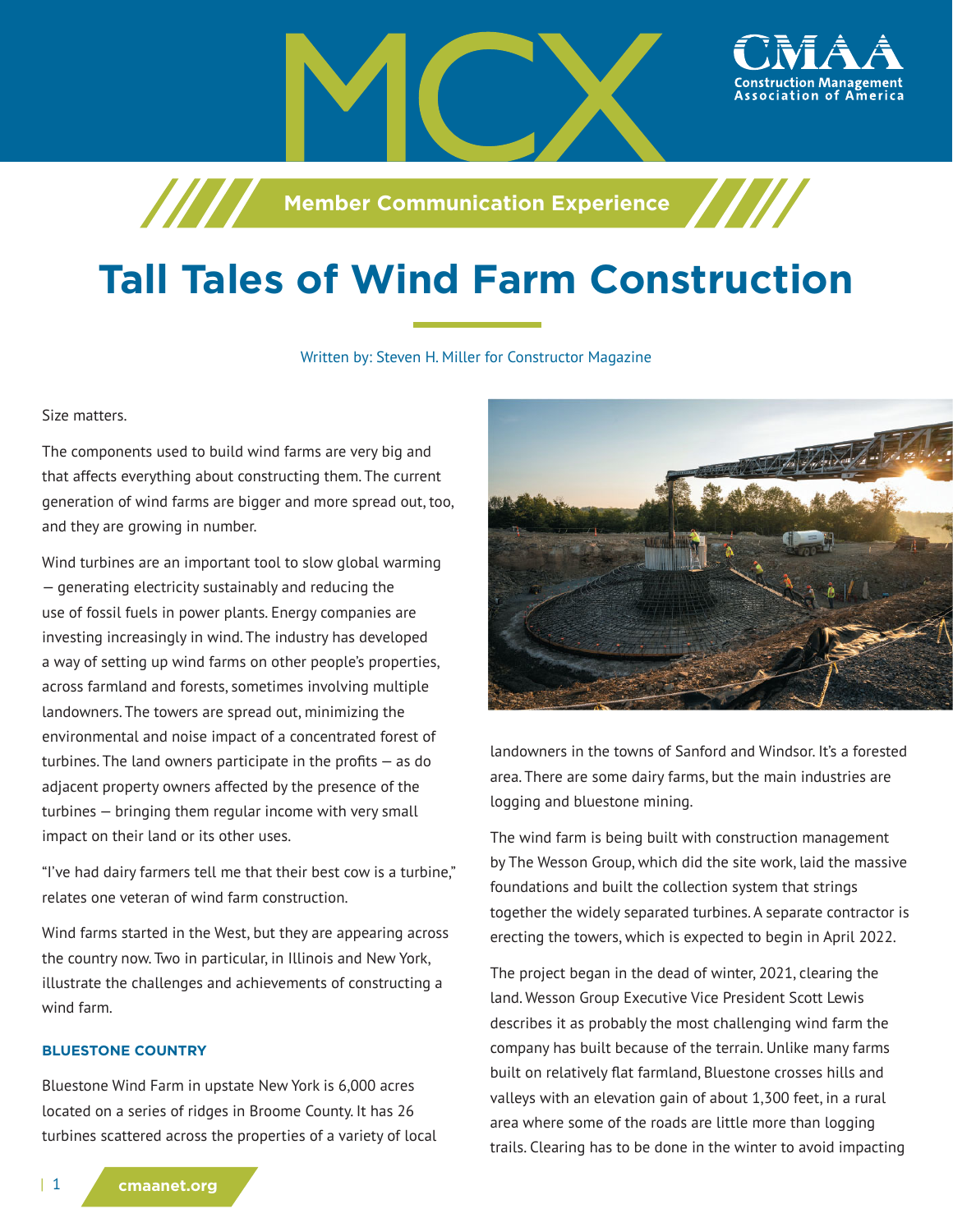# Tall Tales of Wind Farm Construction

Written by: Steven H. Miller for Constructor Magazine

Size matters.

The components used to build wind farms are very big and that affects everything about constructing them. The current generation of wind farms are bigger and more spread out, too, and they are growing in number.

Wind turbines are an important tool to slow global warming — generating electricity sustainably and reducing the use of fossil fuels in power plants. Energy companies are investing increasingly in wind. The industry has developed a way of setting up wind farms on other people's properties, across farmland and forests, sometimes involving multiple landowners. The towers are spread out, minimizing the environmental and noise impact of a concentrated forest of turbines. The land owners participate in the profits — as do adjacent property owners affected by the presence of the turbines — bringing them regular income with very small impact on their land or its other uses.

"I've had dairy farmers tell me that their best cow is a turbine," relates one veteran of wind farm construction.

Wind farms started in the West, but they are appearing across the country now. Two in particular, in Illinois and New York, illustrate the challenges and achievements of constructing a wind farm.

### BLUESTONE COUNTRY

Bluestone Wind Farm in upstate New York is 6,000 acres located on a series of ridges in Broome County. It has 26 turbines scattered across the properties of a variety of local landowners in the towns of Sanford and Windsor. It's a forested area. There are some dairy farms, but the main industries are logging and bluestone mining.

The wind farm is being built with construction management by The Wesson Group, which did the site work, laid the massive foundations and built the collection system that strings together the widely separated turbines. A separate contractor is erecting the towers, which is expected to begin in April 2022.

The project began in the dead of winter, 2021, clearing the land. Wesson Group Executive Vice President Scott Lewis describes it as probably the most challenging wind farm the company has built because of the terrain. Unlike many farms built on relatively flat farmland, Bluestone crosses hills and valleys with an elevation gain of about 1,300 feet, in a rural area where some of the roads are little more than logging trails. Clearing has to be done in the winter to avoid impacting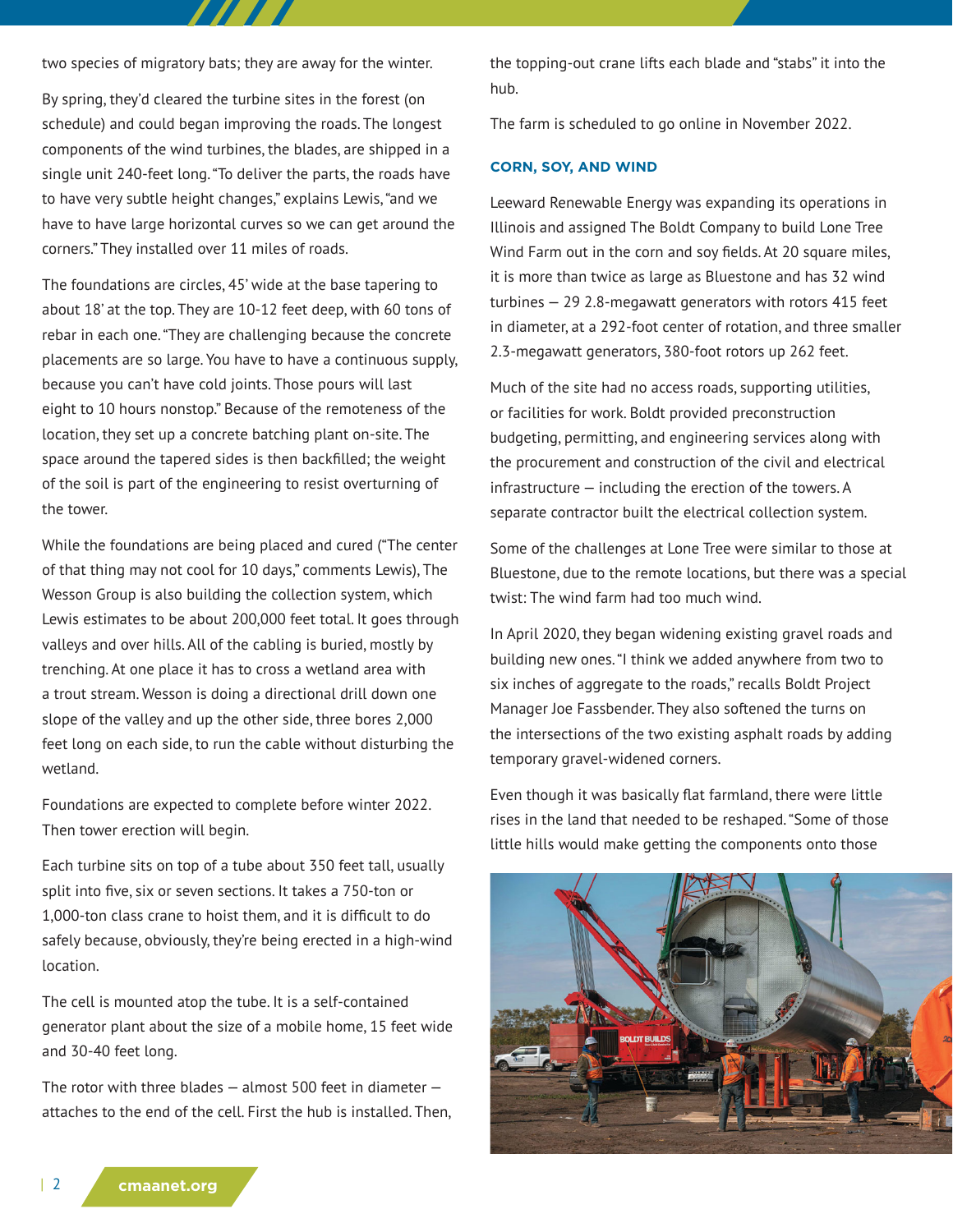two species of migratory bats; they are away for the winter.

By spring, they'd cleared the turbine sites in the forest (on schedule) and could began improving the roads. The longest components of the wind turbines, the blades, are shipped in a single unit 240-feet long. "To deliver the parts, the roads have to have very subtle height changes," explains Lewis, "and we have to have large horizontal curves so we can get around the corners." They installed over 11 miles of roads.

The foundations are circles, 45' wide at the base tapering to about 18' at the top. They are 10-12 feet deep, with 60 tons of rebar in each one. "They are challenging because the concrete placements are so large. You have to have a continuous supply, because you can't have cold joints. Those pours will last eight to 10 hours nonstop." Because of the remoteness of the location, they set up a concrete batching plant on-site. The space around the tapered sides is then backfilled; the weight of the soil is part of the engineering to resist overturning of the tower.

While the foundations are being placed and cured ("The center of that thing may not cool for 10 days," comments Lewis), The Wesson Group is also building the collection system, which Lewis estimates to be about 200,000 feet total. It goes through valleys and over hills. All of the cabling is buried, mostly by trenching. At one place it has to cross a wetland area with a trout stream. Wesson is doing a directional drill down one slope of the valley and up the other side, three bores 2,000 feet long on each side, to run the cable without disturbing the wetland.

Foundations are expected to complete before winter 2022. Then tower erection will begin.

Each turbine sits on top of a tube about 350 feet tall, usually split into five, six or seven sections. It takes a 750-ton or 1,000-ton class crane to hoist them, and it is difficult to do safely because, obviously, they're being erected in a high-wind location.

The cell is mounted atop the tube. It is a self-contained generator plant about the size of a mobile home, 15 feet wide and 30-40 feet long.

The rotor with three blades — almost 500 feet in diameter — attaches to the end of the cell. First the hub is installed. Then, the topping-out crane lifts each blade and "stabs" it into the hub.

The farm is scheduled to go online in November 2022.

### CORN, SOY, AND WIND

Leeward Renewable Energy was expanding its operations in Illinois and assigned The Boldt Company to build Lone Tree Wind Farm out in the corn and soy fields. At 20 square miles, it is more than twice as large as Bluestone and has 32 wind turbines — 29 2.8-megawatt generators with rotors 415 feet in diameter, at a 292-foot center of rotation, and three smaller 2.3-megawatt generators, 380-foot rotors up 262 feet.

Much of the site had no access roads, supporting utilities, or facilities for work. Boldt provided preconstruction budgeting, permitting, and engineering services along with the procurement and construction of the civil and electrical infrastructure — including the erection of the towers. A separate contractor built the electrical collection system.

Some of the challenges at Lone Tree were similar to those at Bluestone, due to the remote locations, but there was a special twist: The wind farm had too much wind.

In April 2020, they began widening existing gravel roads and building new ones. "I think we added anywhere from two to six inches of aggregate to the roads," recalls Boldt Project Manager Joe Fassbender. They also softened the turns on the intersections of the two existing asphalt roads by adding temporary gravel-widened corners.

Even though it was basically flat farmland, there were little rises in the land that needed to be reshaped. "Some of those little hills would make getting the components onto those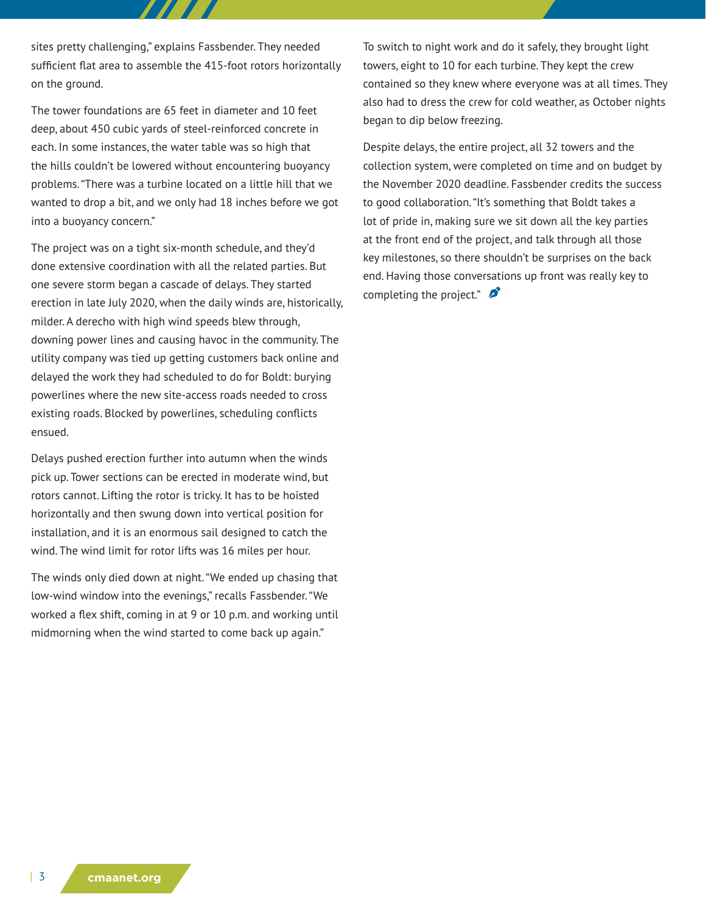sites pretty challenging," explains Fassbender. They needed sufficient flat area to assemble the 415-foot rotors horizontally on the ground.

The tower foundations are 65 feet in diameter and 10 feet deep, about 450 cubic yards of steel-reinforced concrete in each. In some instances, the water table was so high that the hills couldn't be lowered without encountering buoyancy problems. "There was a turbine located on a little hill that we wanted to drop a bit, and we only had 18 inches before we got into a buoyancy concern."

The project was on a tight six-month schedule, and they'd done extensive coordination with all the related parties. But one severe storm began a cascade of delays. They started erection in late July 2020, when the daily winds are, historically, milder. A derecho with high wind speeds blew through, downing power lines and causing havoc in the community. The utility company was tied up getting customers back online and delayed the work they had scheduled to do for Boldt: burying powerlines where the new site-access roads needed to cross existing roads. Blocked by powerlines, scheduling conflicts ensued.

Delays pushed erection further into autumn when the winds pick up. Tower sections can be erected in moderate wind, but rotors cannot. Lifting the rotor is tricky. It has to be hoisted horizontally and then swung down into vertical position for installation, and it is an enormous sail designed to catch the wind. The wind limit for rotor lifts was 16 miles per hour.

The winds only died down at night. "We ended up chasing that low-wind window into the evenings," recalls Fassbender. "We worked a flex shift, coming in at 9 or 10 p.m. and working until midmorning when the wind started to come back up again."

To switch to night work and do it safely, they brought light towers, eight to 10 for each turbine. They kept the crew contained so they knew where everyone was at all times. They also had to dress the crew for cold weather, as October nights began to dip below freezing.

Despite delays, the entire project, all 32 towers and the collection system, were completed on time and on budget by the November 2020 deadline. Fassbender credits the success to good collaboration. "It's something that Boldt takes a lot of pride in, making sure we sit down all the key parties at the front end of the project, and talk through all those key milestones, so there shouldn't be surprises on the back end. Having those conversations up front was really key to completing the project."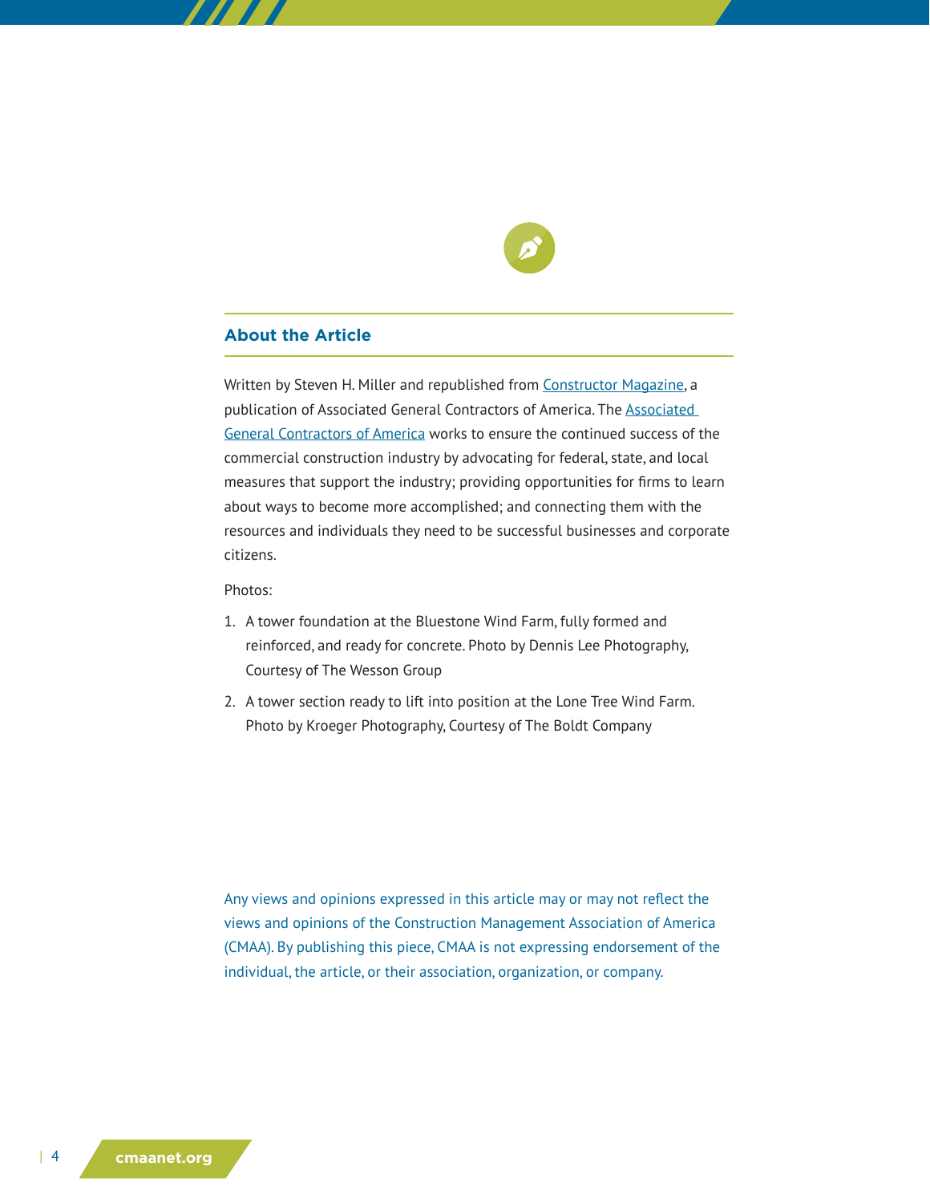## About the Article

Written by Steven H. Miller and republished from Constructor Magazine, a publication of Associated General Contractors of America. The Associated General Contractors of America works to ensure the continued success of the commercial construction industry by advocating for federal, state, and local measures that support the industry; providing opportunities for firms to learn about ways to become more accomplished; and connecting them with the resources and individuals they need to be successful businesses and corporate citizens.

Photos:

1. A tower foundation at the Bluestone Wind Farm, fully formed and reinforced, and ready for concrete. Photo by Dennis Lee Photography, Courtesy of The Wesson Group
2. A tower section ready to lift into position at the Lone Tree Wind Farm. Photo by Kroeger Photography, Courtesy of The Boldt Company

Any views and opinions expressed in this article may or may not reflect the views and opinions of the Construction Management Association of America (CMAA). By publishing this piece, CMAA is not expressing endorsement of the individual, the article, or their association, organization, or company.